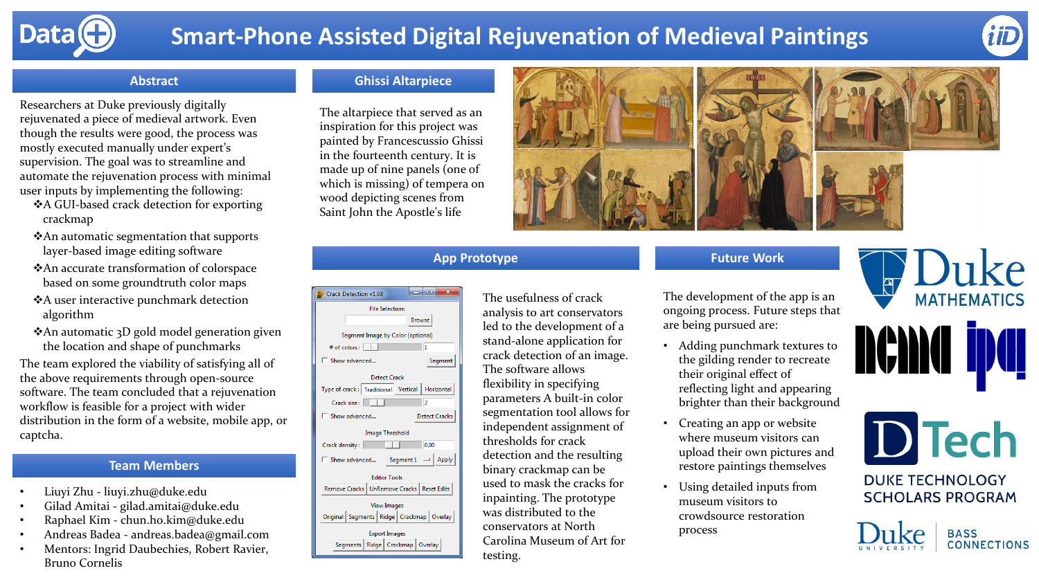# Smart-Phone Assisted Digital Rejuvenation of Medieval Paintings

## Abstract

Researchers at Duke previously digitally rejuvenated a piece of medieval artwork. Even though the results were good, the process was mostly executed manually under expert's supervision. The goal was to streamline and automate the rejuvenation process with minimal user inputs by implementing the following:

- A GUI-based crack detection for exporting crackmap
- An automatic segmentation that supports layer-based image editing software
- An accurate transformation of colorspace based on some groundtruth color maps
- A user interactive punchmark detection algorithm
- An automatic 3D gold model generation given the location and shape of punchmarks

The team explored the viability of satisfying all of the above requirements through open-source software. The team concluded that a rejuvenation workflow is feasible for a project with wider distribution in the form of a website, mobile app, or captcha.

## Team Members

- Liuyi Zhu - liuyi.zhu@duke.edu
- Gilad Amitai - gilad.amitai@duke.edu
- Raphael Kim - chun.ho.kim@duke.edu
- Andreas Badea - andreas.badea@gmail.com
- Mentors: Ingrid Daubechies, Robert Ravier, Bruno Cornelis

## Ghissi Altarpiece

The altarpiece that served as an inspiration for this project was painted by Francescuccio Ghissi in the fourteenth century. It is made up of nine panels (one of which is missing) of tempera on wood depicting scenes from Saint John the Apostle's life

## App Prototype

The usefulness of crack analysis to art conservators led to the development of a stand-alone application for crack detection of an image. The software allows flexibility in specifying parameters A built-in color segmentation tool allows for independent assignment of thresholds for crack detection and the resulting binary crackmap can be used to mask the cracks for inpainting. The prototype was distributed to the conservators at North Carolina Museum of Art for testing.

## Future Work

The development of the app is an ongoing process. Future steps that are being pursued are:

- Adding punchmark textures to the gilding render to recreate their original effect of reflecting light and appearing brighter than their background
- Creating an app or website where museum visitors can upload their own pictures and restore paintings themselves
- Using detailed inputs from museum visitors to crowdsource restoration process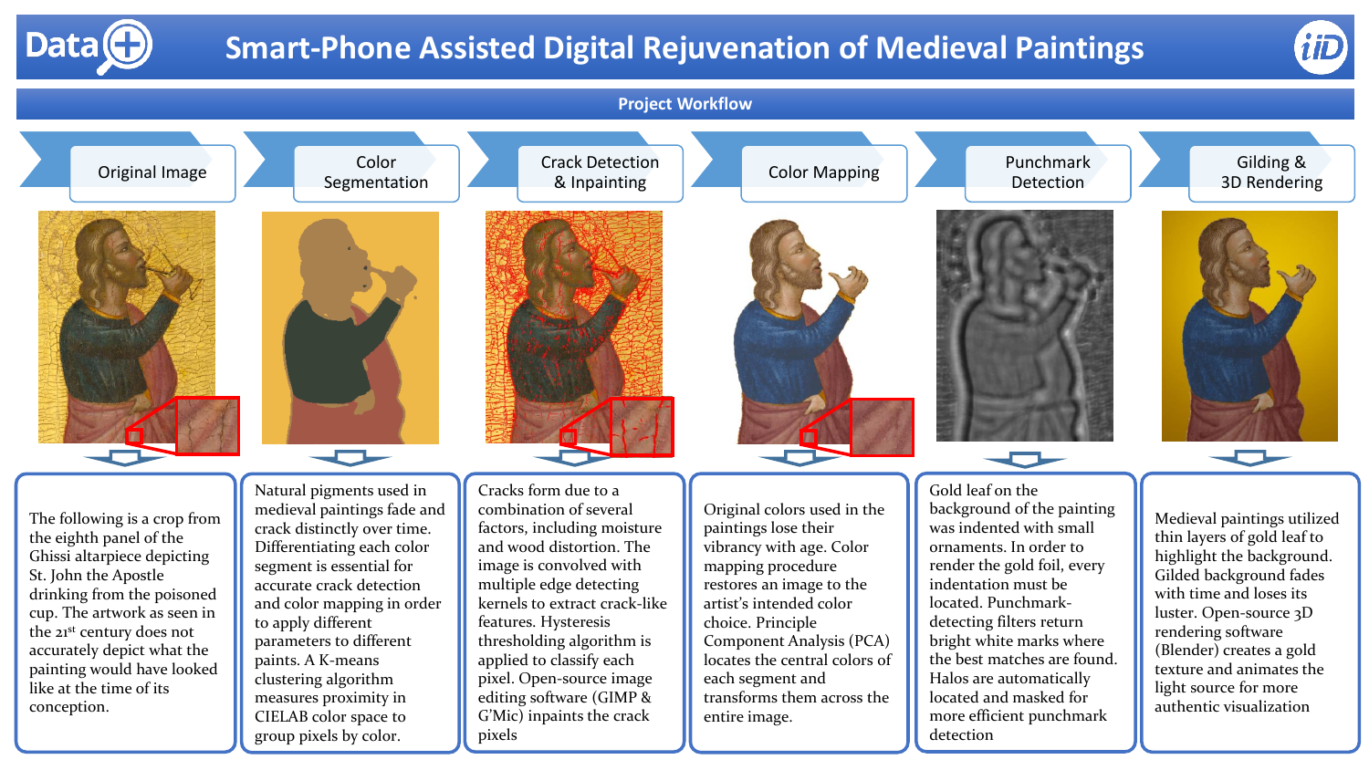# Smart-Phone Assisted Digital Rejuvenation of Medieval Paintings

## Project Workflow

### Original Image

The following is a crop from the eighth panel of the Ghissi altarpiece depicting St. John the Apostle drinking from the poisoned cup. The artwork as seen in the 21st century does not accurately depict what the painting would have looked like at the time of its conception.

### Color Segmentation

Natural pigments used in medieval paintings fade and crack distinctly over time. Differentiating each color segment is essential for accurate crack detection and color mapping in order to apply different parameters to different paints. A K-means clustering algorithm measures proximity in CIELAB color space to group pixels by color.

### Crack Detection & Inpainting

Cracks form due to a combination of several factors, including moisture and wood distortion. The image is convolved with multiple edge detecting kernels to extract crack-like features. Hysteresis thresholding algorithm is applied to classify each pixel. Open-source image editing software (GIMP & G'Mic) inpaints the crack pixels

### Color Mapping

Original colors used in the paintings lose their vibrancy with age. Color mapping procedure restores an image to the artist's intended color choice. Principle Component Analysis (PCA) locates the central colors of each segment and transforms them across the entire image.

### Punchmark Detection

Gold leaf on the background of the painting was indented with small ornaments. In order to render the gold foil, every indentation must be located. Punchmark-detecting filters return bright white marks where the best matches are found. Halos are automatically located and masked for more efficient punchmark detection

### Gilding & 3D Rendering

Medieval paintings utilized thin layers of gold leaf to highlight the background. Gilded background fades with time and loses its luster. Open-source 3D rendering software (Blender) creates a gold texture and animates the light source for more authentic visualization